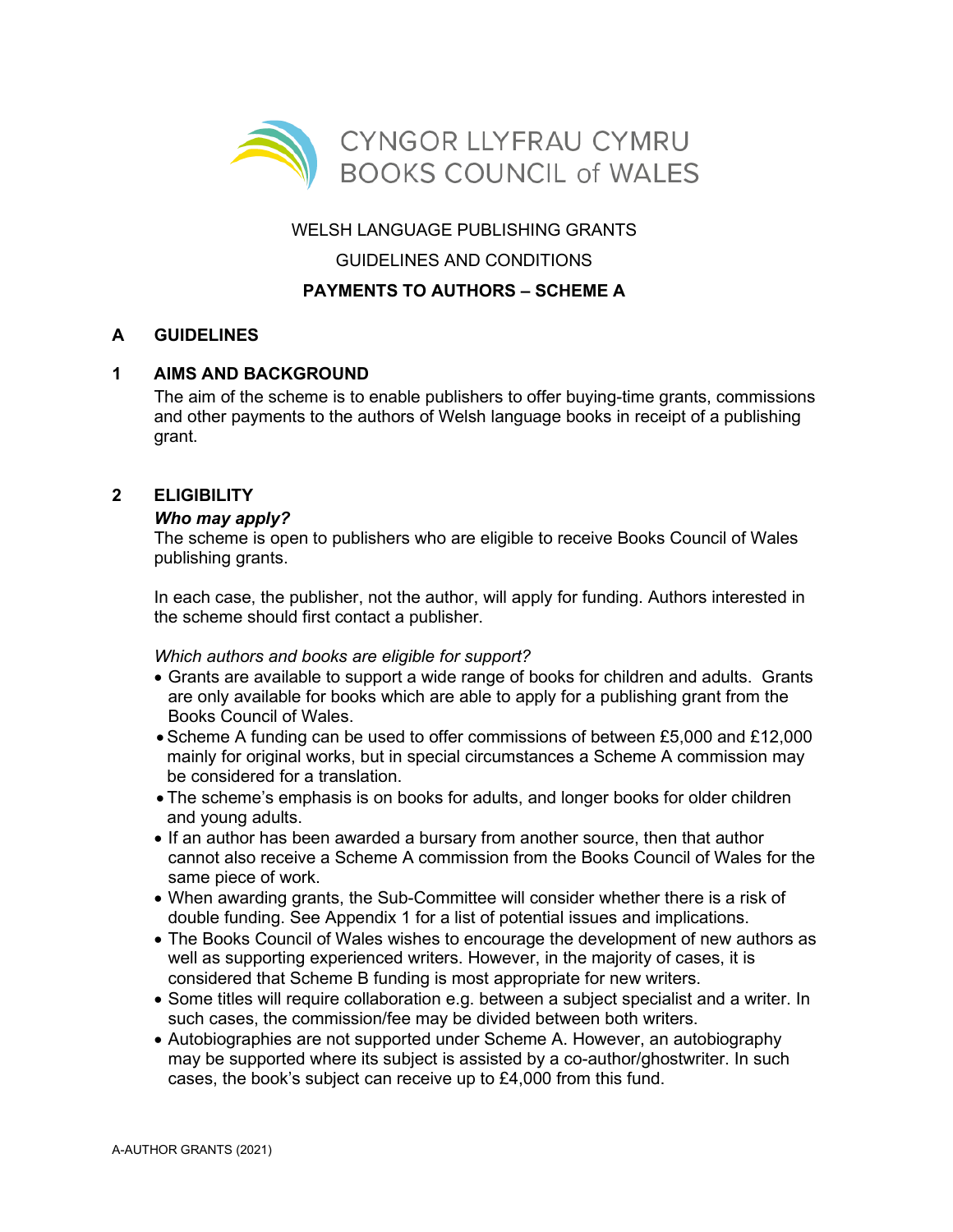CYNGOR LLYFRAU CYMRU
BOOKS COUNCIL of WALES

WELSH LANGUAGE PUBLISHING GRANTS

GUIDELINES AND CONDITIONS

**PAYMENTS TO AUTHORS – SCHEME A**

## A GUIDELINES

### 1 AIMS AND BACKGROUND

The aim of the scheme is to enable publishers to offer buying-time grants, commissions and other payments to the authors of Welsh language books in receipt of a publishing grant.

### 2 ELIGIBILITY

***Who may apply?***

The scheme is open to publishers who are eligible to receive Books Council of Wales publishing grants.

In each case, the publisher, not the author, will apply for funding. Authors interested in the scheme should first contact a publisher.

*Which authors and books are eligible for support?*

- Grants are available to support a wide range of books for children and adults. Grants are only available for books which are able to apply for a publishing grant from the Books Council of Wales.
- Scheme A funding can be used to offer commissions of between £5,000 and £12,000 mainly for original works, but in special circumstances a Scheme A commission may be considered for a translation.
- The scheme's emphasis is on books for adults, and longer books for older children and young adults.
- If an author has been awarded a bursary from another source, then that author cannot also receive a Scheme A commission from the Books Council of Wales for the same piece of work.
- When awarding grants, the Sub-Committee will consider whether there is a risk of double funding. See Appendix 1 for a list of potential issues and implications.
- The Books Council of Wales wishes to encourage the development of new authors as well as supporting experienced writers. However, in the majority of cases, it is considered that Scheme B funding is most appropriate for new writers.
- Some titles will require collaboration e.g. between a subject specialist and a writer. In such cases, the commission/fee may be divided between both writers.
- Autobiographies are not supported under Scheme A. However, an autobiography may be supported where its subject is assisted by a co-author/ghostwriter. In such cases, the book's subject can receive up to £4,000 from this fund.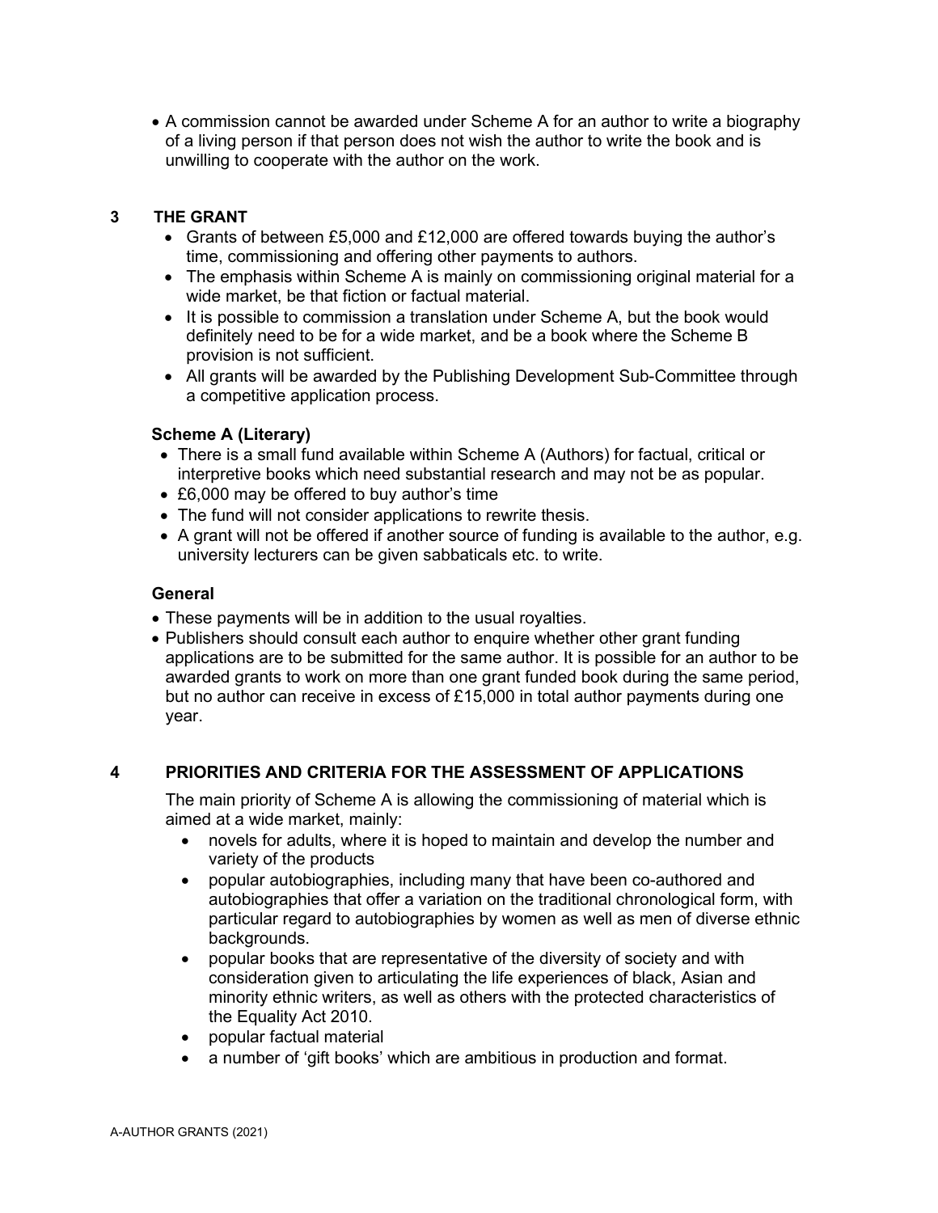- A commission cannot be awarded under Scheme A for an author to write a biography of a living person if that person does not wish the author to write the book and is unwilling to cooperate with the author on the work.

## 3 THE GRANT

- Grants of between £5,000 and £12,000 are offered towards buying the author's time, commissioning and offering other payments to authors.
- The emphasis within Scheme A is mainly on commissioning original material for a wide market, be that fiction or factual material.
- It is possible to commission a translation under Scheme A, but the book would definitely need to be for a wide market, and be a book where the Scheme B provision is not sufficient.
- All grants will be awarded by the Publishing Development Sub-Committee through a competitive application process.

### Scheme A (Literary)

- There is a small fund available within Scheme A (Authors) for factual, critical or interpretive books which need substantial research and may not be as popular.
- £6,000 may be offered to buy author's time
- The fund will not consider applications to rewrite thesis.
- A grant will not be offered if another source of funding is available to the author, e.g. university lecturers can be given sabbaticals etc. to write.

### General

- These payments will be in addition to the usual royalties.
- Publishers should consult each author to enquire whether other grant funding applications are to be submitted for the same author. It is possible for an author to be awarded grants to work on more than one grant funded book during the same period, but no author can receive in excess of £15,000 in total author payments during one year.

## 4 PRIORITIES AND CRITERIA FOR THE ASSESSMENT OF APPLICATIONS

The main priority of Scheme A is allowing the commissioning of material which is aimed at a wide market, mainly:

- novels for adults, where it is hoped to maintain and develop the number and variety of the products
- popular autobiographies, including many that have been co-authored and autobiographies that offer a variation on the traditional chronological form, with particular regard to autobiographies by women as well as men of diverse ethnic backgrounds.
- popular books that are representative of the diversity of society and with consideration given to articulating the life experiences of black, Asian and minority ethnic writers, as well as others with the protected characteristics of the Equality Act 2010.
- popular factual material
- a number of 'gift books' which are ambitious in production and format.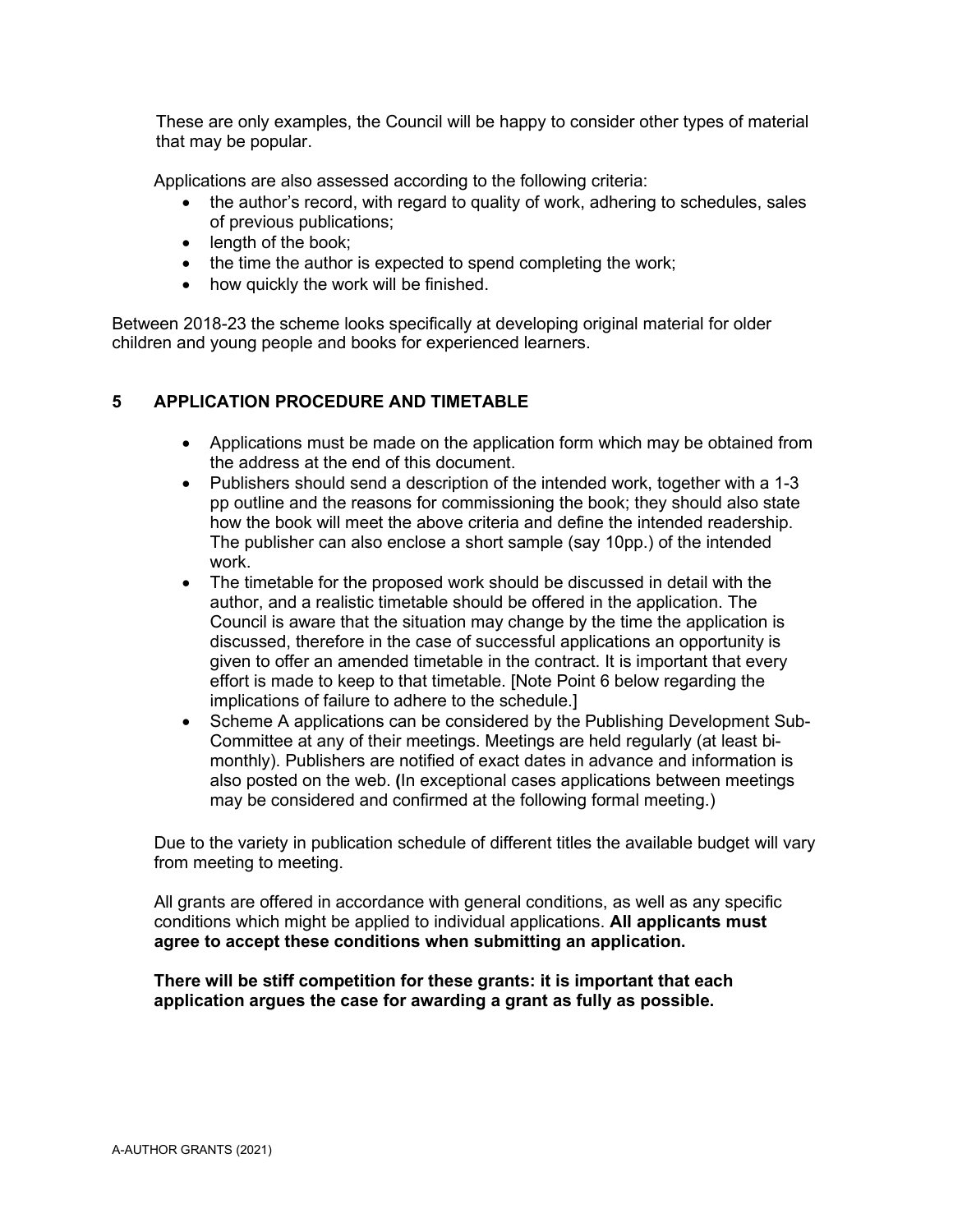These are only examples, the Council will be happy to consider other types of material that may be popular.

Applications are also assessed according to the following criteria:

- the author's record, with regard to quality of work, adhering to schedules, sales of previous publications;
- length of the book;
- the time the author is expected to spend completing the work;
- how quickly the work will be finished.

Between 2018-23 the scheme looks specifically at developing original material for older children and young people and books for experienced learners.

## 5 APPLICATION PROCEDURE AND TIMETABLE

- Applications must be made on the application form which may be obtained from the address at the end of this document.
- Publishers should send a description of the intended work, together with a 1-3 pp outline and the reasons for commissioning the book; they should also state how the book will meet the above criteria and define the intended readership. The publisher can also enclose a short sample (say 10pp.) of the intended work.
- The timetable for the proposed work should be discussed in detail with the author, and a realistic timetable should be offered in the application. The Council is aware that the situation may change by the time the application is discussed, therefore in the case of successful applications an opportunity is given to offer an amended timetable in the contract. It is important that every effort is made to keep to that timetable. [Note Point 6 below regarding the implications of failure to adhere to the schedule.]
- Scheme A applications can be considered by the Publishing Development Sub-Committee at any of their meetings. Meetings are held regularly (at least bi-monthly). Publishers are notified of exact dates in advance and information is also posted on the web. (In exceptional cases applications between meetings may be considered and confirmed at the following formal meeting.)

Due to the variety in publication schedule of different titles the available budget will vary from meeting to meeting.

All grants are offered in accordance with general conditions, as well as any specific conditions which might be applied to individual applications. **All applicants must agree to accept these conditions when submitting an application.**

**There will be stiff competition for these grants: it is important that each application argues the case for awarding a grant as fully as possible.**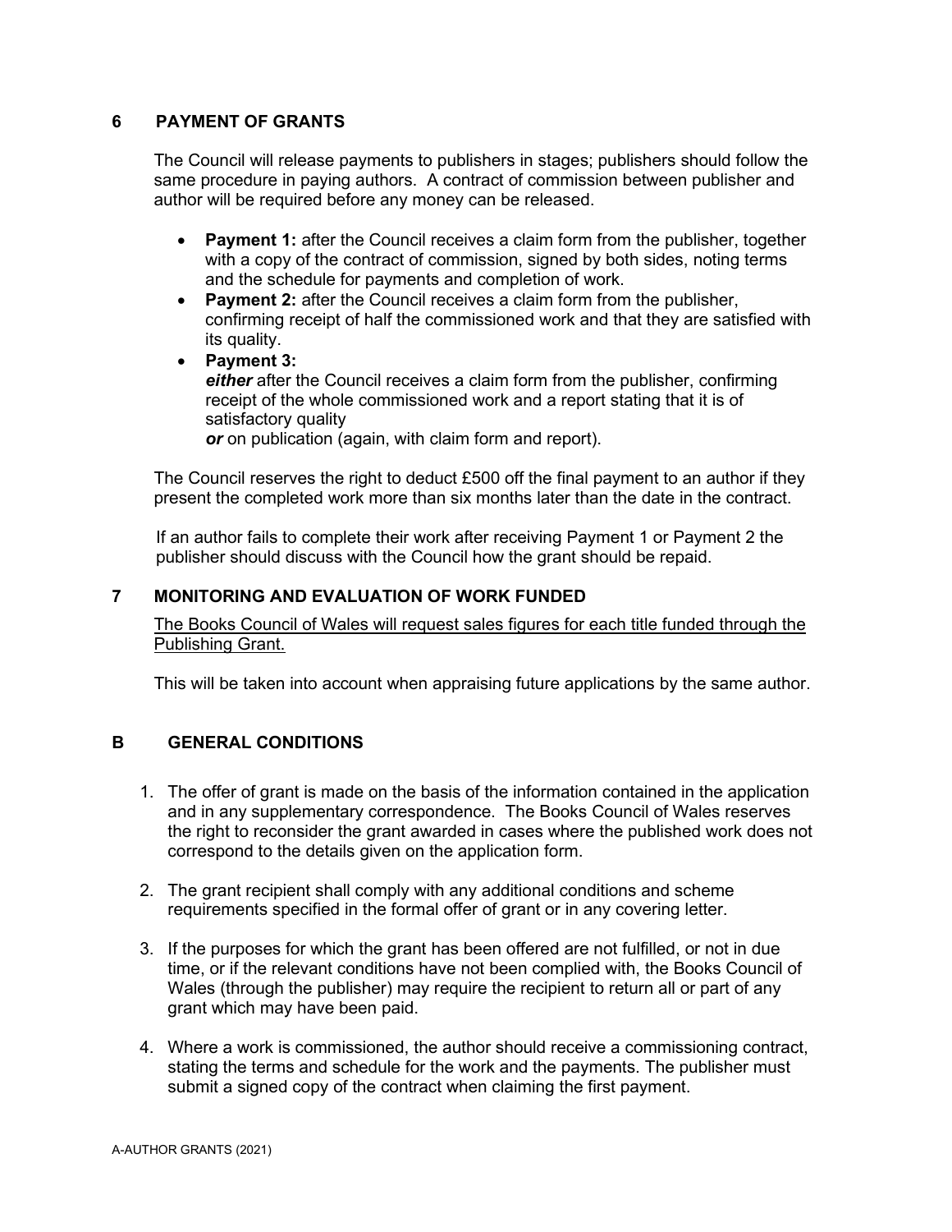## 6 PAYMENT OF GRANTS

The Council will release payments to publishers in stages; publishers should follow the same procedure in paying authors. A contract of commission between publisher and author will be required before any money can be released.

- **Payment 1:** after the Council receives a claim form from the publisher, together with a copy of the contract of commission, signed by both sides, noting terms and the schedule for payments and completion of work.
- **Payment 2:** after the Council receives a claim form from the publisher, confirming receipt of half the commissioned work and that they are satisfied with its quality.
- **Payment 3:**
  ***either*** after the Council receives a claim form from the publisher, confirming receipt of the whole commissioned work and a report stating that it is of satisfactory quality
  ***or*** on publication (again, with claim form and report).

The Council reserves the right to deduct £500 off the final payment to an author if they present the completed work more than six months later than the date in the contract.

If an author fails to complete their work after receiving Payment 1 or Payment 2 the publisher should discuss with the Council how the grant should be repaid.

## 7 MONITORING AND EVALUATION OF WORK FUNDED

<u>The Books Council of Wales will request sales figures for each title funded through the Publishing Grant.</u>

This will be taken into account when appraising future applications by the same author.

## B GENERAL CONDITIONS

1. The offer of grant is made on the basis of the information contained in the application and in any supplementary correspondence. The Books Council of Wales reserves the right to reconsider the grant awarded in cases where the published work does not correspond to the details given on the application form.
2. The grant recipient shall comply with any additional conditions and scheme requirements specified in the formal offer of grant or in any covering letter.
3. If the purposes for which the grant has been offered are not fulfilled, or not in due time, or if the relevant conditions have not been complied with, the Books Council of Wales (through the publisher) may require the recipient to return all or part of any grant which may have been paid.
4. Where a work is commissioned, the author should receive a commissioning contract, stating the terms and schedule for the work and the payments. The publisher must submit a signed copy of the contract when claiming the first payment.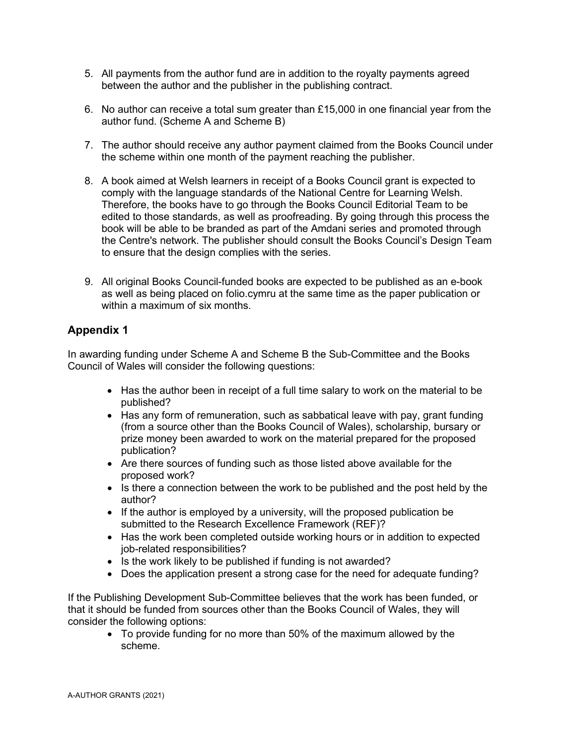5. All payments from the author fund are in addition to the royalty payments agreed between the author and the publisher in the publishing contract.

6. No author can receive a total sum greater than £15,000 in one financial year from the author fund. (Scheme A and Scheme B)

7. The author should receive any author payment claimed from the Books Council under the scheme within one month of the payment reaching the publisher.

8. A book aimed at Welsh learners in receipt of a Books Council grant is expected to comply with the language standards of the National Centre for Learning Welsh. Therefore, the books have to go through the Books Council Editorial Team to be edited to those standards, as well as proofreading. By going through this process the book will be able to be branded as part of the Amdani series and promoted through the Centre's network. The publisher should consult the Books Council's Design Team to ensure that the design complies with the series.

9. All original Books Council-funded books are expected to be published as an e-book as well as being placed on folio.cymru at the same time as the paper publication or within a maximum of six months.

## Appendix 1

In awarding funding under Scheme A and Scheme B the Sub-Committee and the Books Council of Wales will consider the following questions:

- Has the author been in receipt of a full time salary to work on the material to be published?
- Has any form of remuneration, such as sabbatical leave with pay, grant funding (from a source other than the Books Council of Wales), scholarship, bursary or prize money been awarded to work on the material prepared for the proposed publication?
- Are there sources of funding such as those listed above available for the proposed work?
- Is there a connection between the work to be published and the post held by the author?
- If the author is employed by a university, will the proposed publication be submitted to the Research Excellence Framework (REF)?
- Has the work been completed outside working hours or in addition to expected job-related responsibilities?
- Is the work likely to be published if funding is not awarded?
- Does the application present a strong case for the need for adequate funding?

If the Publishing Development Sub-Committee believes that the work has been funded, or that it should be funded from sources other than the Books Council of Wales, they will consider the following options:

- To provide funding for no more than 50% of the maximum allowed by the scheme.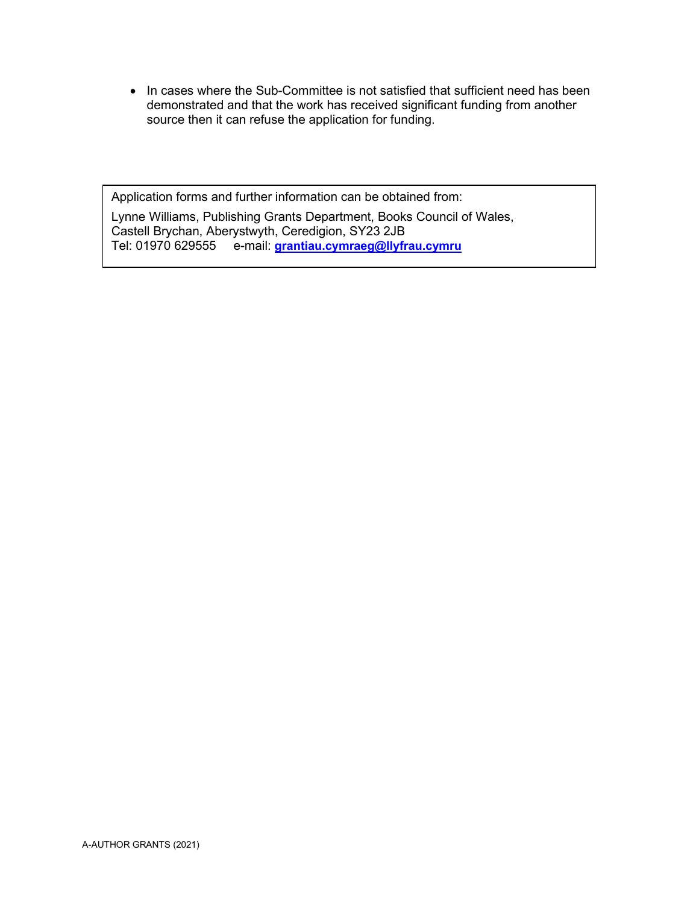- In cases where the Sub-Committee is not satisfied that sufficient need has been demonstrated and that the work has received significant funding from another source then it can refuse the application for funding.

Application forms and further information can be obtained from:

Lynne Williams, Publishing Grants Department, Books Council of Wales,
Castell Brychan, Aberystwyth, Ceredigion, SY23 2JB
Tel: 01970 629555 e-mail: **grantiau.cymraeg@llyfrau.cymru**